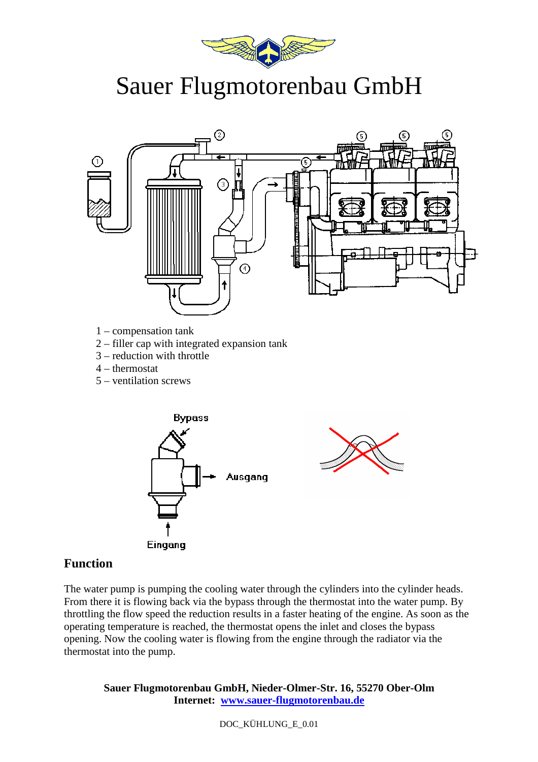# Sauer Flugmotorenbau GmbH

1 – compensation tank
2 – filler cap with integrated expansion tank
3 – reduction with throttle
4 – thermostat
5 – ventilation screws

Bypass

Ausgang

Eingang

## Function

The water pump is pumping the cooling water through the cylinders into the cylinder heads. From there it is flowing back via the bypass through the thermostat into the water pump. By throttling the flow speed the reduction results in a faster heating of the engine. As soon as the operating temperature is reached, the thermostat opens the inlet and closes the bypass opening. Now the cooling water is flowing from the engine through the radiator via the thermostat into the pump.

**Sauer Flugmotorenbau GmbH, Nieder-Olmer-Str. 16, 55270 Ober-Olm**
**Internet: www.sauer-flugmotorenbau.de**

DOC_KÜHLUNG_E_0.01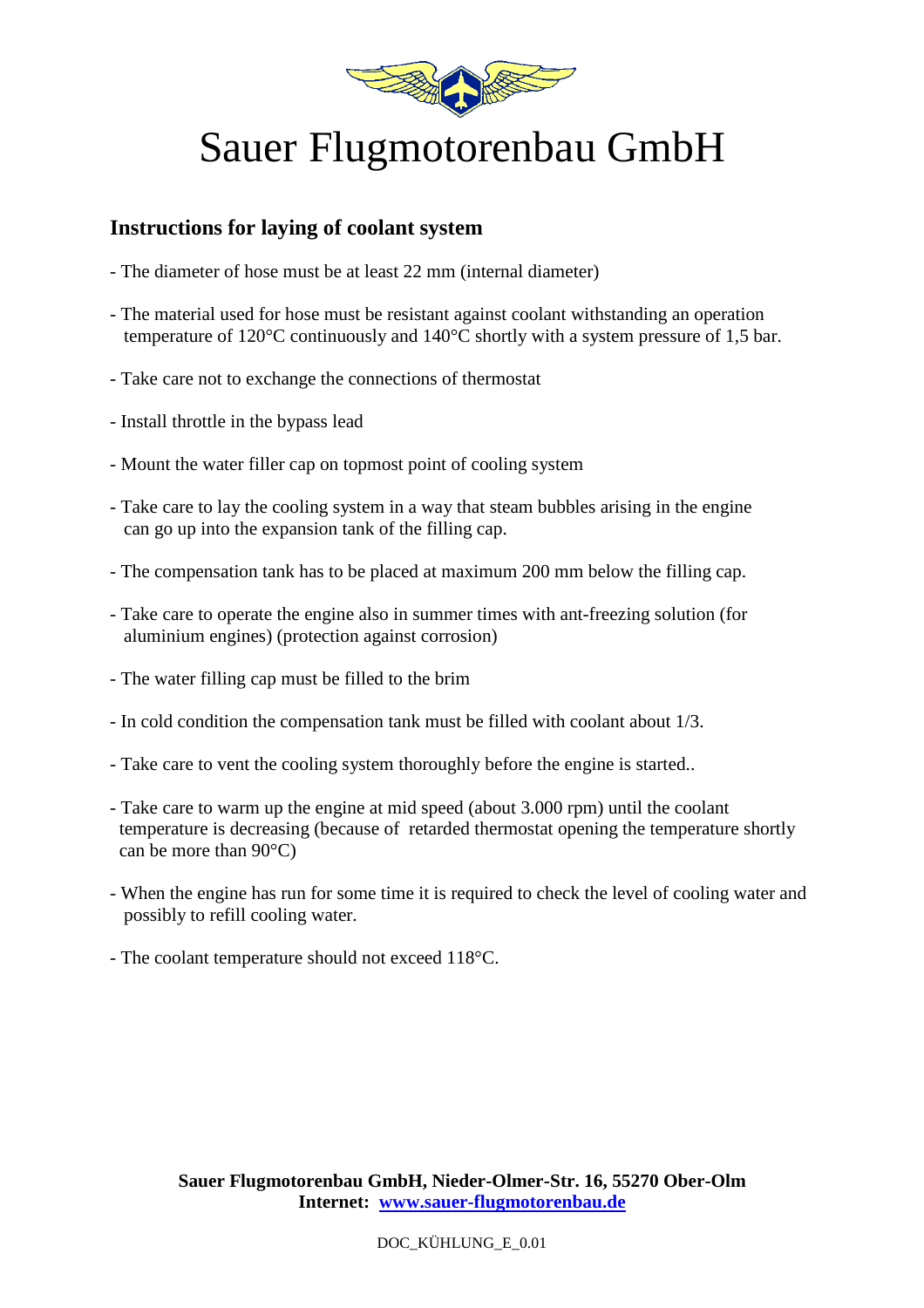# Sauer Flugmotorenbau GmbH

## Instructions for laying of coolant system

- The diameter of hose must be at least 22 mm (internal diameter)

- The material used for hose must be resistant against coolant withstanding an operation temperature of 120°C continuously and 140°C shortly with a system pressure of 1,5 bar.

- Take care not to exchange the connections of thermostat

- Install throttle in the bypass lead

- Mount the water filler cap on topmost point of cooling system

- Take care to lay the cooling system in a way that steam bubbles arising in the engine can go up into the expansion tank of the filling cap.

- The compensation tank has to be placed at maximum 200 mm below the filling cap.

- Take care to operate the engine also in summer times with ant-freezing solution (for aluminium engines) (protection against corrosion)

- The water filling cap must be filled to the brim

- In cold condition the compensation tank must be filled with coolant about 1/3.

- Take care to vent the cooling system thoroughly before the engine is started..

- Take care to warm up the engine at mid speed (about 3.000 rpm) until the coolant temperature is decreasing (because of retarded thermostat opening the temperature shortly can be more than 90°C)

- When the engine has run for some time it is required to check the level of cooling water and possibly to refill cooling water.

- The coolant temperature should not exceed 118°C.

**Sauer Flugmotorenbau GmbH, Nieder-Olmer-Str. 16, 55270 Ober-Olm**
**Internet: [www.sauer-flugmotorenbau.de](http://www.sauer-flugmotorenbau.de)**

DOC_KÜHLUNG_E_0.01